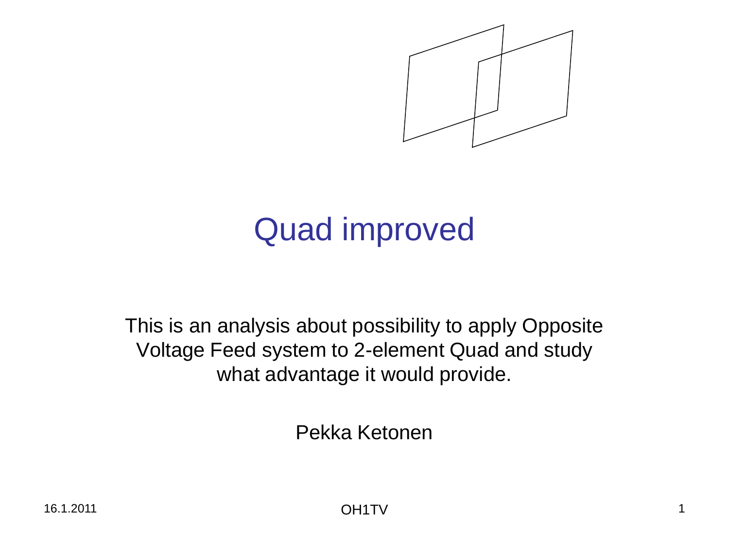# Quad improved

This is an analysis about possibility to apply Opposite Voltage Feed system to 2-element Quad and study what advantage it would provide.

Pekka Ketonen

16.1.2011

OH1TV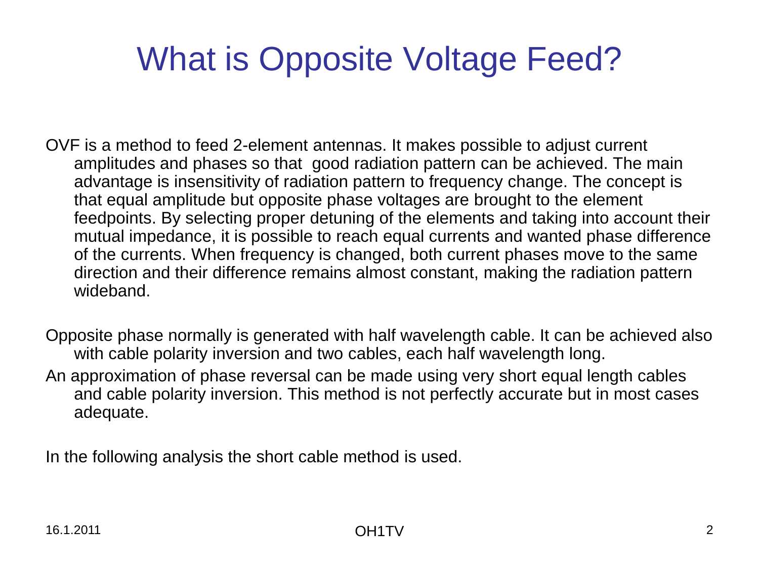# What is Opposite Voltage Feed?

OVF is a method to feed 2-element antennas. It makes possible to adjust current amplitudes and phases so that good radiation pattern can be achieved. The main advantage is insensitivity of radiation pattern to frequency change. The concept is that equal amplitude but opposite phase voltages are brought to the element feedpoints. By selecting proper detuning of the elements and taking into account their mutual impedance, it is possible to reach equal currents and wanted phase difference of the currents. When frequency is changed, both current phases move to the same direction and their difference remains almost constant, making the radiation pattern wideband.

Opposite phase normally is generated with half wavelength cable. It can be achieved also with cable polarity inversion and two cables, each half wavelength long.

An approximation of phase reversal can be made using very short equal length cables and cable polarity inversion. This method is not perfectly accurate but in most cases adequate.

In the following analysis the short cable method is used.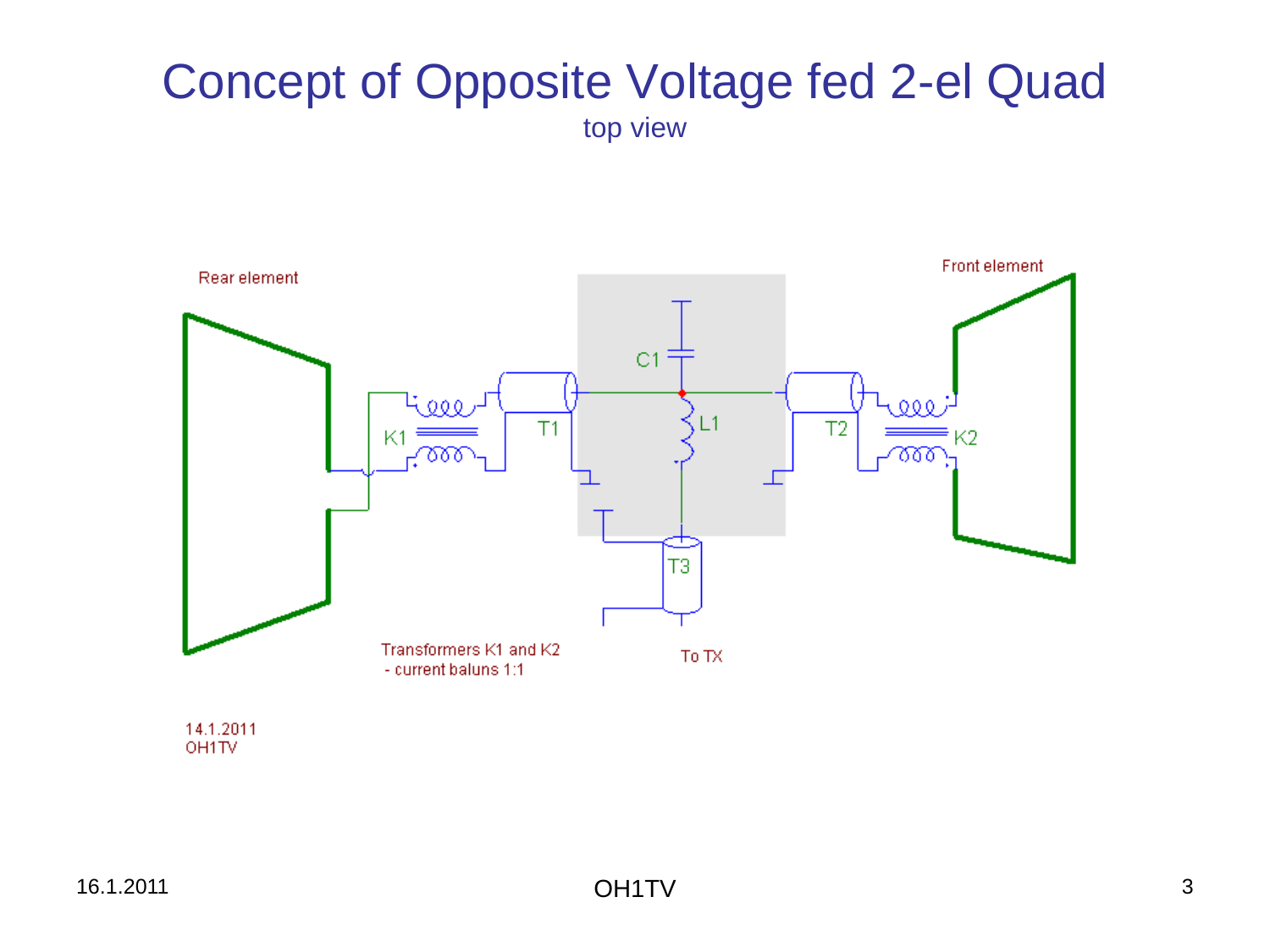# Concept of Opposite Voltage fed 2-el Quad

top view

Rear element

Front element

C1

L1

K1

T1

T2

K2

T3

Transformers K1 and K2
- current baluns 1:1

To TX

14.1.2011
OH1TV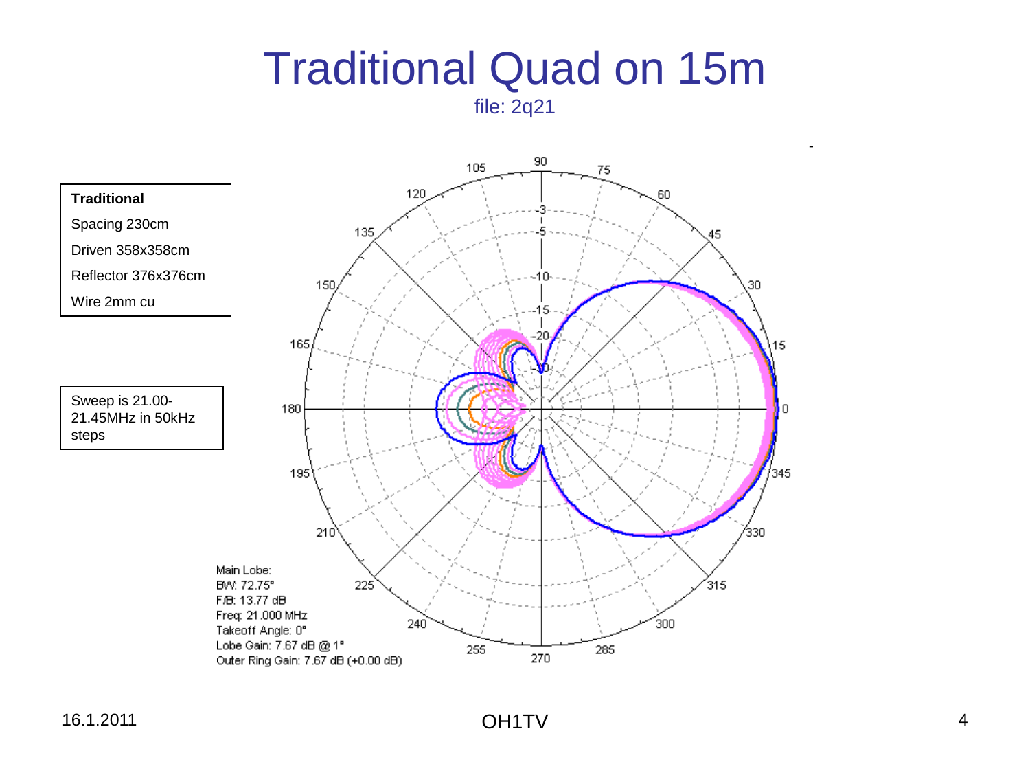# Traditional Quad on 15m

file: 2q21

**Traditional**

Spacing 230cm

Driven 358x358cm

Reflector 376x376cm

Wire 2mm cu

Sweep is 21.00-21.45MHz in 50kHz steps

Main Lobe:
BW: 72.75°
F/B: 13.77 dB
Freq: 21.000 MHz
Takeoff Angle: 0°
Lobe Gain: 7.67 dB @ 1°
Outer Ring Gain: 7.67 dB (+0.00 dB)

16.1.2011

OH1TV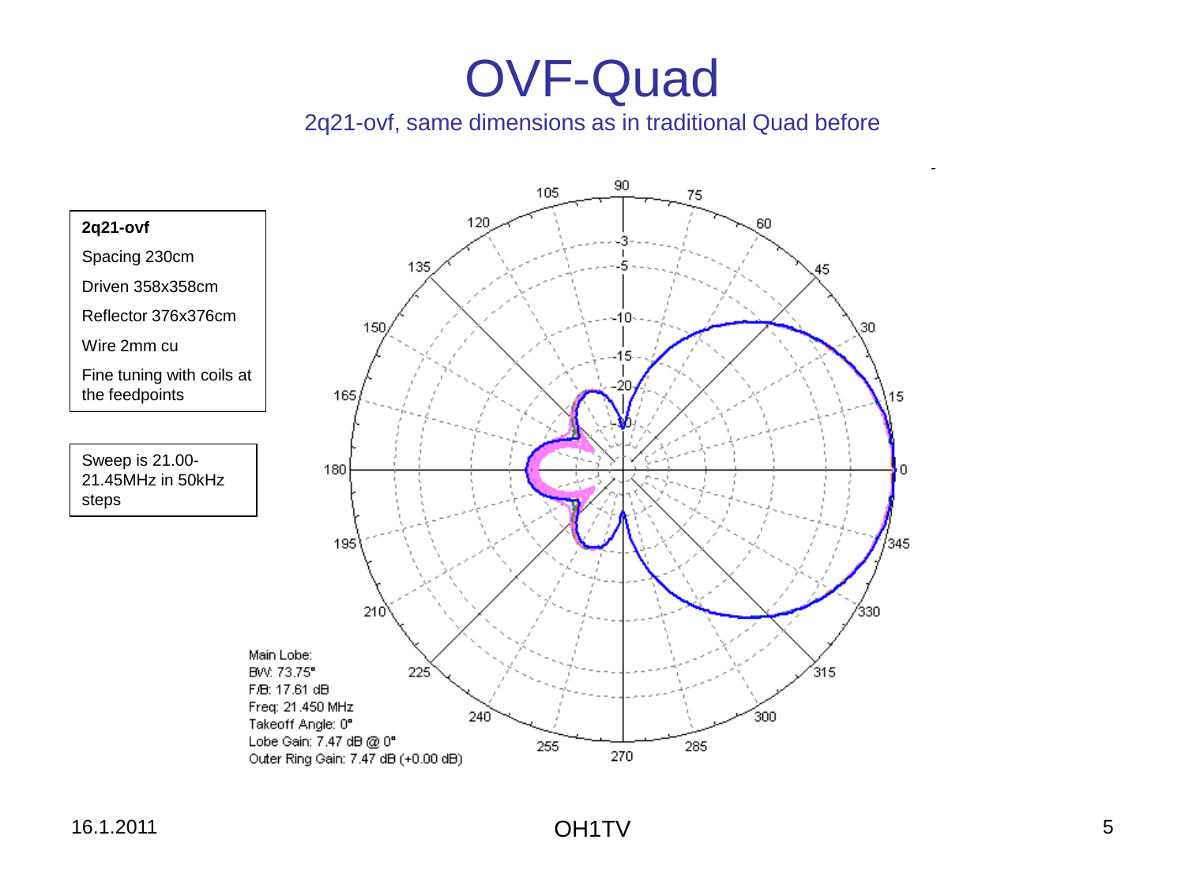# OVF-Quad

2q21-ovf, same dimensions as in traditional Quad before

**2q21-ovf**

Spacing 230cm

Driven 358x358cm

Reflector 376x376cm

Wire 2mm cu

Fine tuning with coils at the feedpoints

Sweep is 21.00-21.45MHz in 50kHz steps

Main Lobe:
BW: 73.75°
F/B: 17.61 dB
Freq: 21.450 MHz
Takeoff Angle: 0°
Lobe Gain: 7.47 dB @ 0°
Outer Ring Gain: 7.47 dB (+0.00 dB)

16.1.2011

OH1TV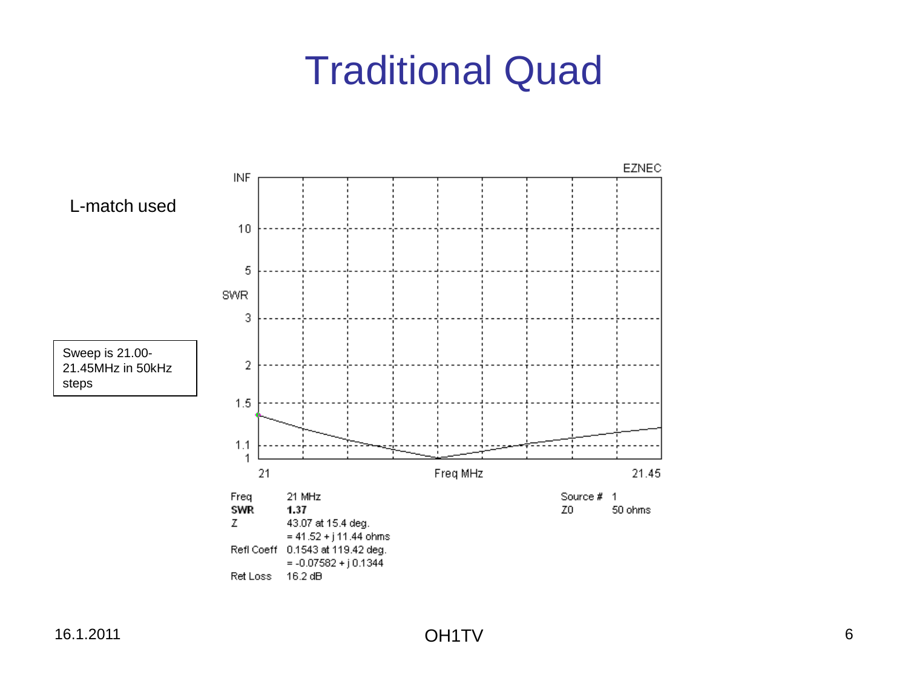# Traditional Quad

L-match used

Sweep is 21.00-21.45MHz in 50kHz steps

EZNEC

| | |
|---|---|
| Freq | 21 MHz |
| **SWR** | **1.37** |
| Z | 43.07 at 15.4 deg. |
| | = 41.52 + j 11.44 ohms |
| Refl Coeff | 0.1543 at 119.42 deg. |
| | = -0.07582 + j 0.1344 |
| Ret Loss | 16.2 dB |

Source # 1

Z0 50 ohms

16.1.2011

OH1TV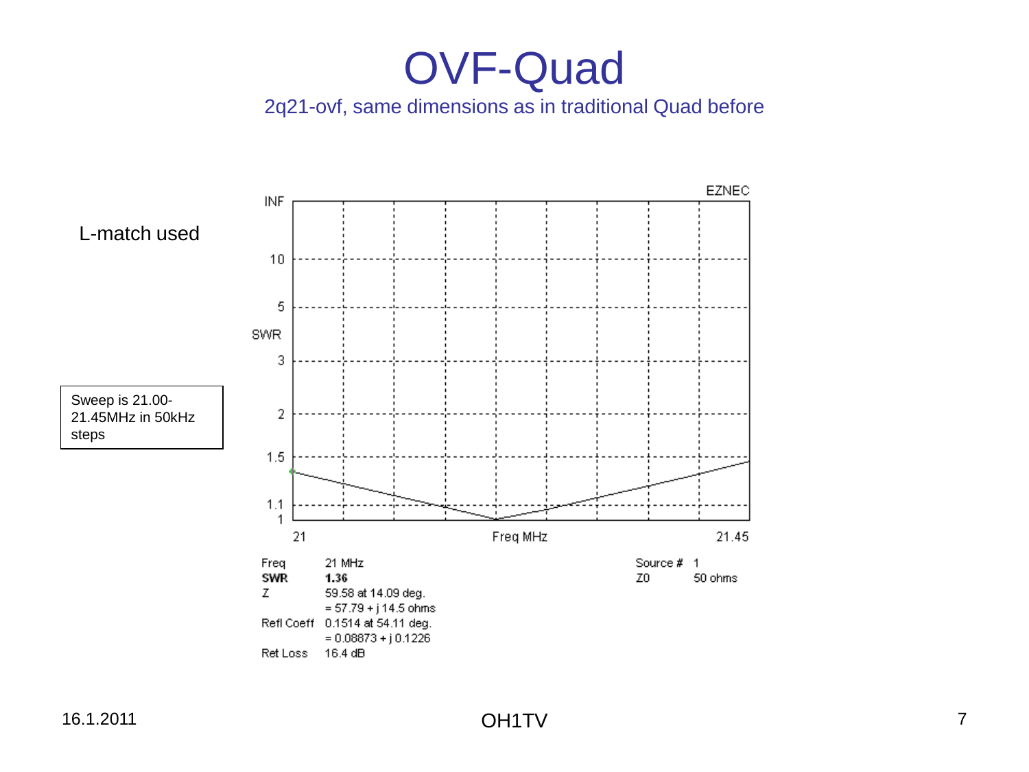# OVF-Quad

2q21-ovf, same dimensions as in traditional Quad before

L-match used

Sweep is 21.00-21.45MHz in 50kHz steps

EZNEC

SWR

Freq MHz

| | |
|---|---|
| Freq | 21 MHz |
| **SWR** | **1.36** |
| Z | 59.58 at 14.09 deg. |
| | = 57.79 + j 14.5 ohms |
| Refl Coeff | 0.1514 at 54.11 deg. |
| | = 0.08873 + j 0.1226 |
| Ret Loss | 16.4 dB |

Source # 1
Z0 50 ohms

16.1.2011

OH1TV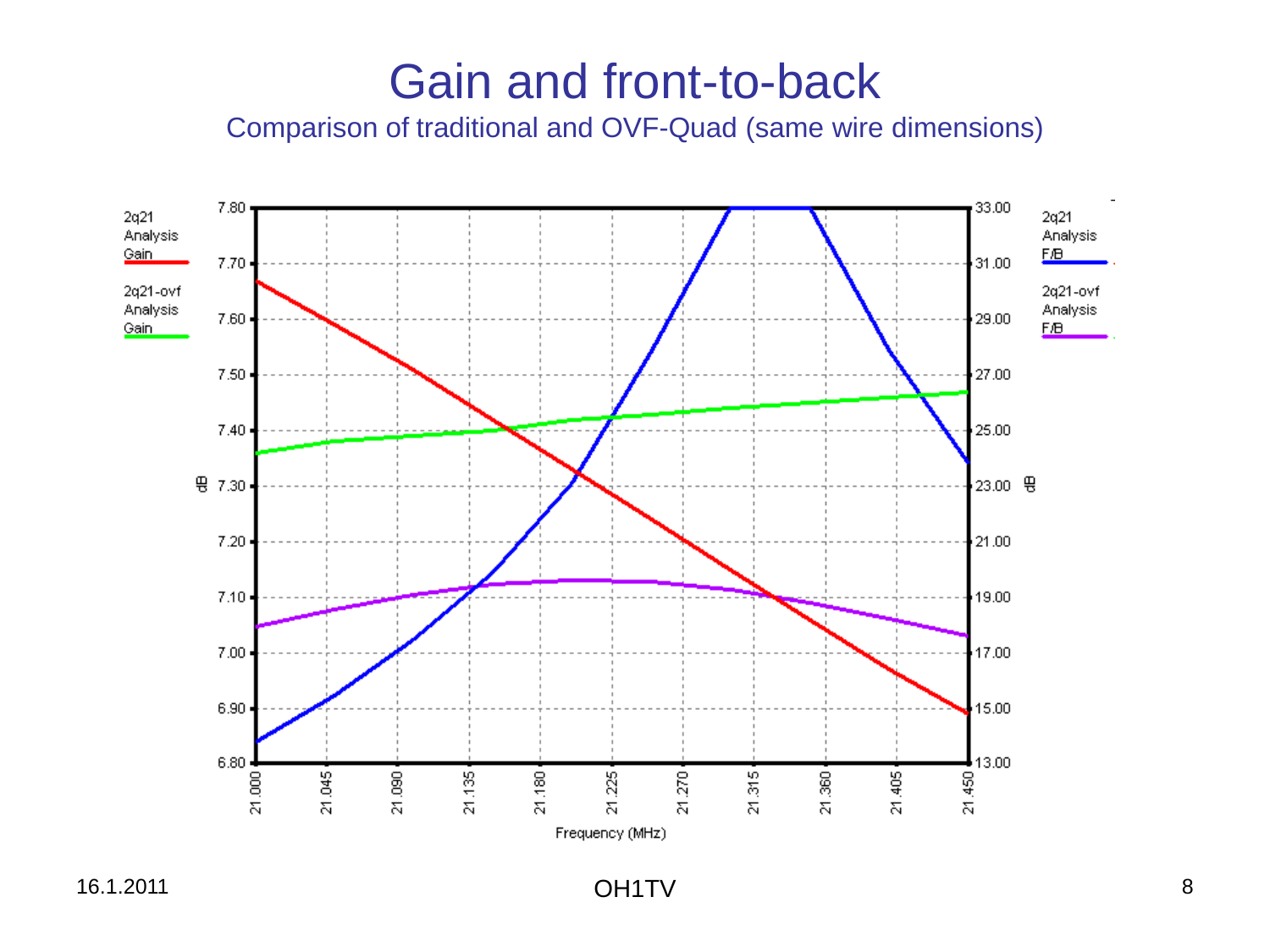# Gain and front-to-back

Comparison of traditional and OVF-Quad (same wire dimensions)

2q21 Analysis Gain

2q21-ovf Analysis Gain

2q21 Analysis F/B

2q21-ovf Analysis F/B

dB: 6.80, 6.90, 7.00, 7.10, 7.20, 7.30, 7.40, 7.50, 7.60, 7.70, 7.80

dB: 13.00, 15.00, 17.00, 19.00, 21.00, 23.00, 25.00, 27.00, 29.00, 31.00, 33.00

Frequency (MHz): 21.000, 21.045, 21.090, 21.135, 21.180, 21.225, 21.270, 21.315, 21.360, 21.405, 21.450

16.1.2011

OH1TV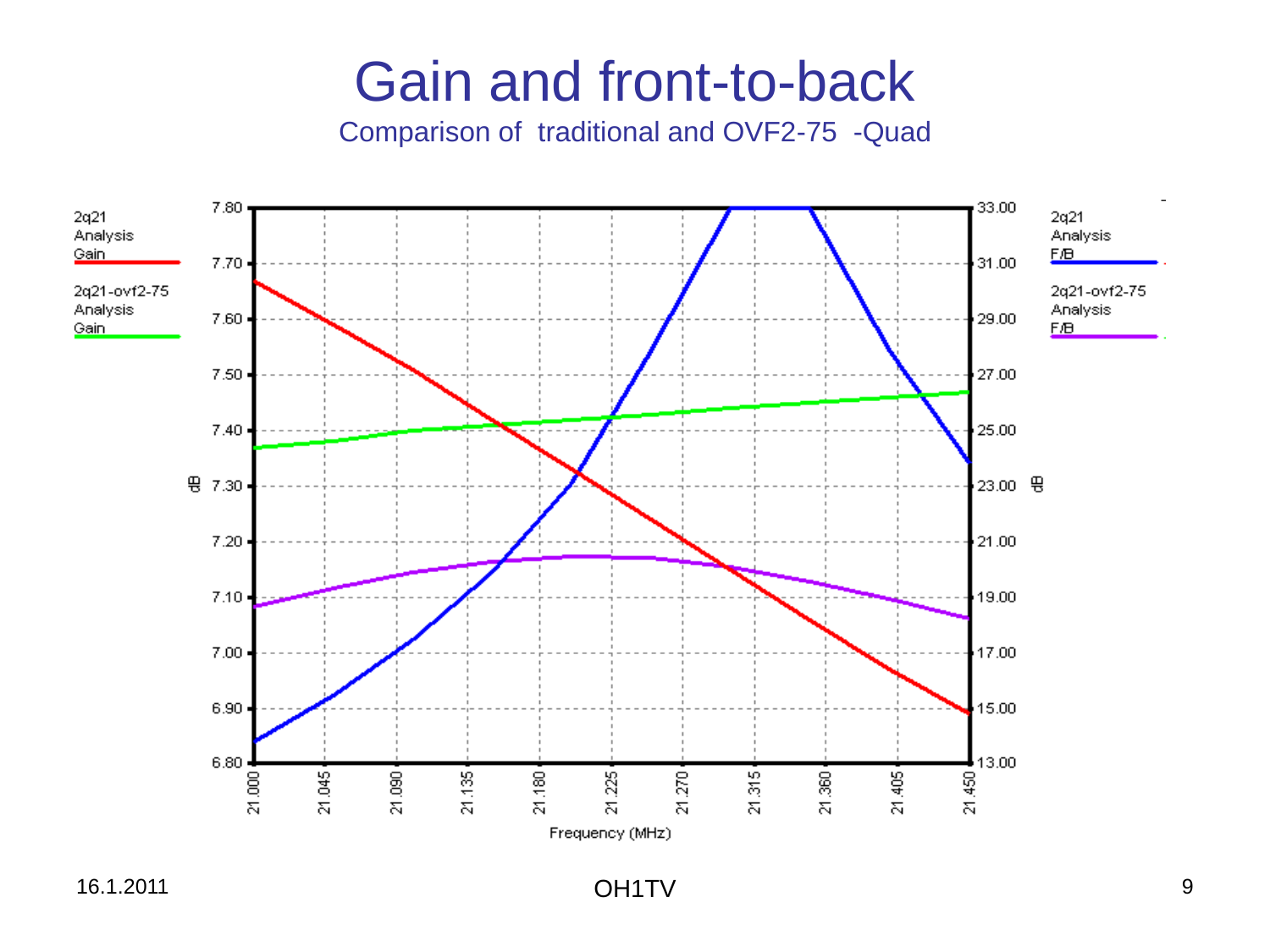# Gain and front-to-back

Comparison of traditional and OVF2-75 -Quad

2q21 Analysis Gain

2q21-ovf2-75 Analysis Gain

2q21 Analysis F/B

2q21-ovf2-75 Analysis F/B

dB

Frequency (MHz)

16.1.2011

OH1TV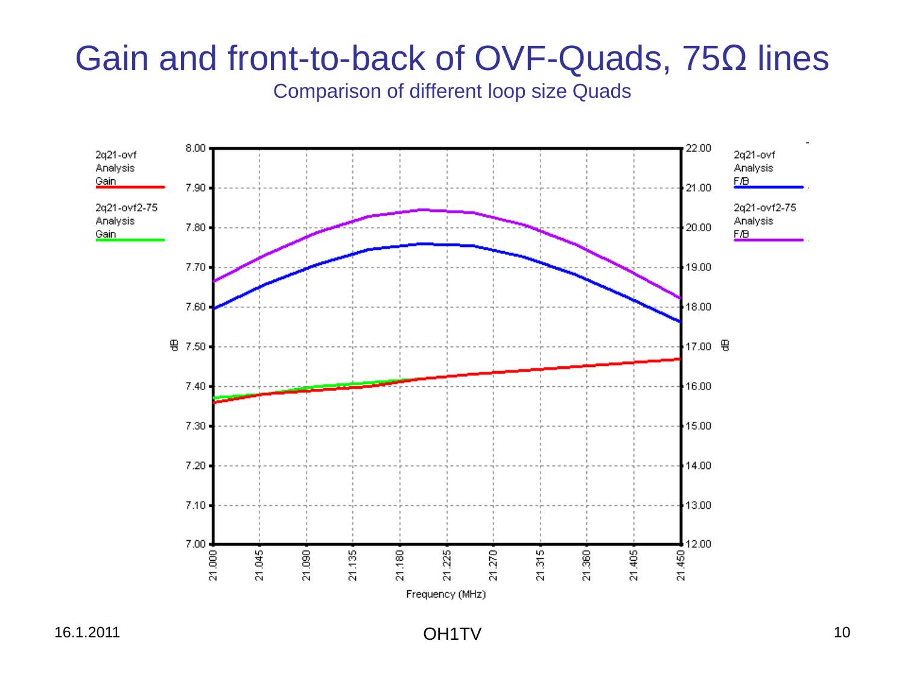# Gain and front-to-back of OVF-Quads, 75Ω lines

Comparison of different loop size Quads

2q21-ovf Analysis Gain

2q21-ovf2-75 Analysis Gain

2q21-ovf Analysis F/B

2q21-ovf2-75 Analysis F/B

Left axis (dB): 7.00, 7.10, 7.20, 7.30, 7.40, 7.50, 7.60, 7.70, 7.80, 7.90, 8.00

Right axis (dB): 12.00, 13.00, 14.00, 15.00, 16.00, 17.00, 18.00, 19.00, 20.00, 21.00, 22.00

Frequency (MHz): 21.000, 21.045, 21.090, 21.135, 21.180, 21.225, 21.270, 21.315, 21.360, 21.405, 21.450

16.1.2011

OH1TV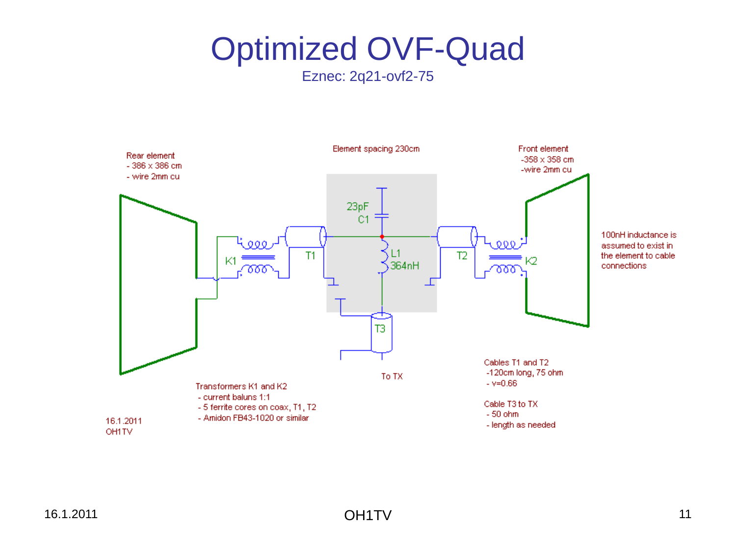# Optimized OVF-Quad

Eznec: 2q21-ovf2-75

Rear element
- 386 x 386 cm
- wire 2mm cu

Element spacing 230cm

Front element
- 358 x 358 cm
- wire 2mm cu

23pF
C1

L1
364nH

K1

T1

T2

K2

T3

To TX

100nH inductance is assumed to exist in the element to cable connections

Transformers K1 and K2
- current baluns 1:1
- 5 ferrite cores on coax, T1, T2
- Amidon FB43-1020 or similar

Cables T1 and T2
- 120cm long, 75 ohm
- v=0.66

Cable T3 to TX
- 50 ohm
- length as needed

16.1.2011
OH1TV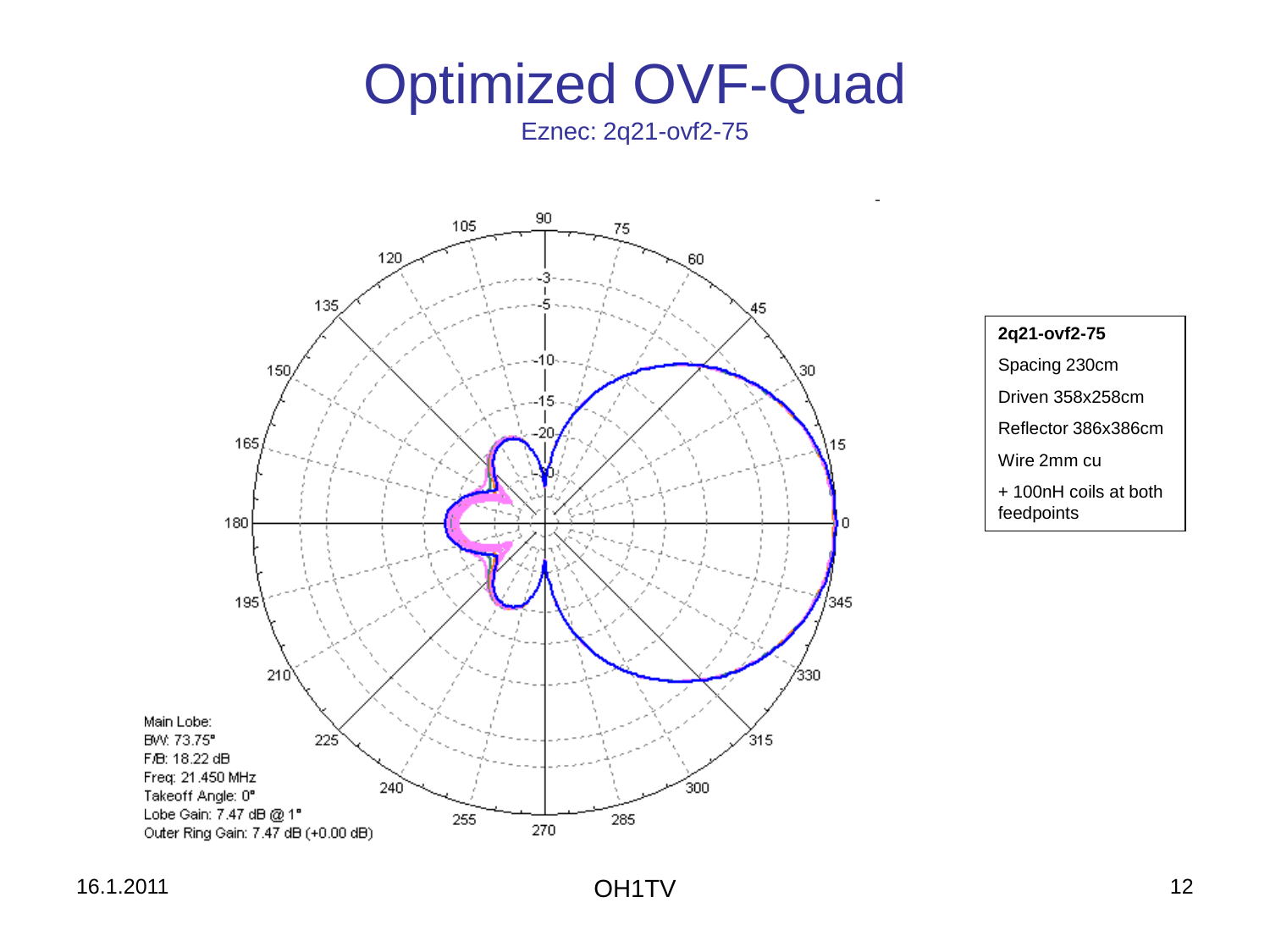# Optimized OVF-Quad

Eznec: 2q21-ovf2-75

Main Lobe:
BW: 73.75°
F/B: 18.22 dB
Freq: 21.450 MHz
Takeoff Angle: 0°
Lobe Gain: 7.47 dB @ 1°
Outer Ring Gain: 7.47 dB (+0.00 dB)

**2q21-ovf2-75**

Spacing 230cm

Driven 358x258cm

Reflector 386x386cm

Wire 2mm cu

+ 100nH coils at both feedpoints

16.1.2011

OH1TV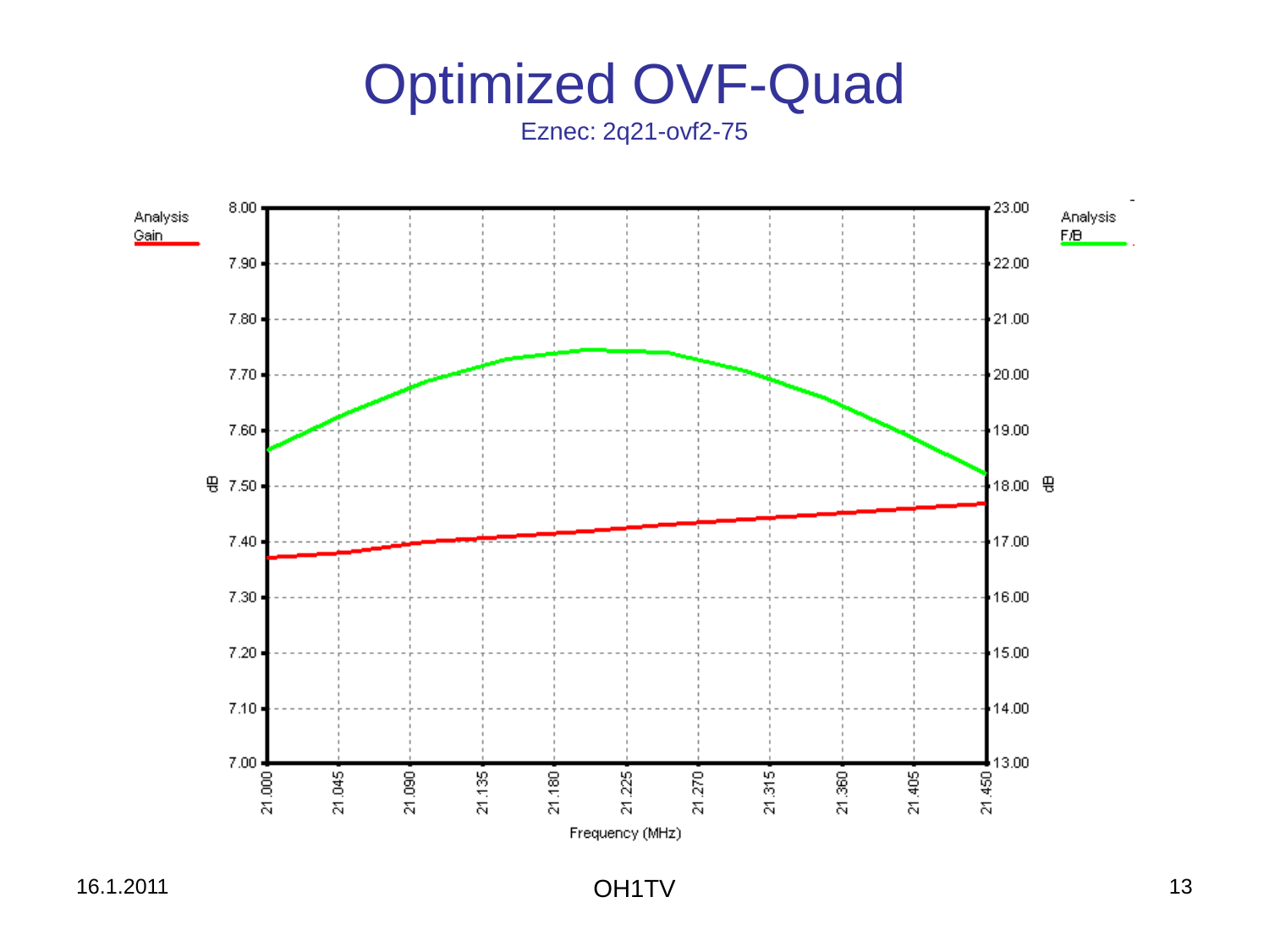# Optimized OVF-Quad

Eznec: 2q21-ovf2-75

Analysis Gain

Analysis F/B

Frequency (MHz)

16.1.2011

OH1TV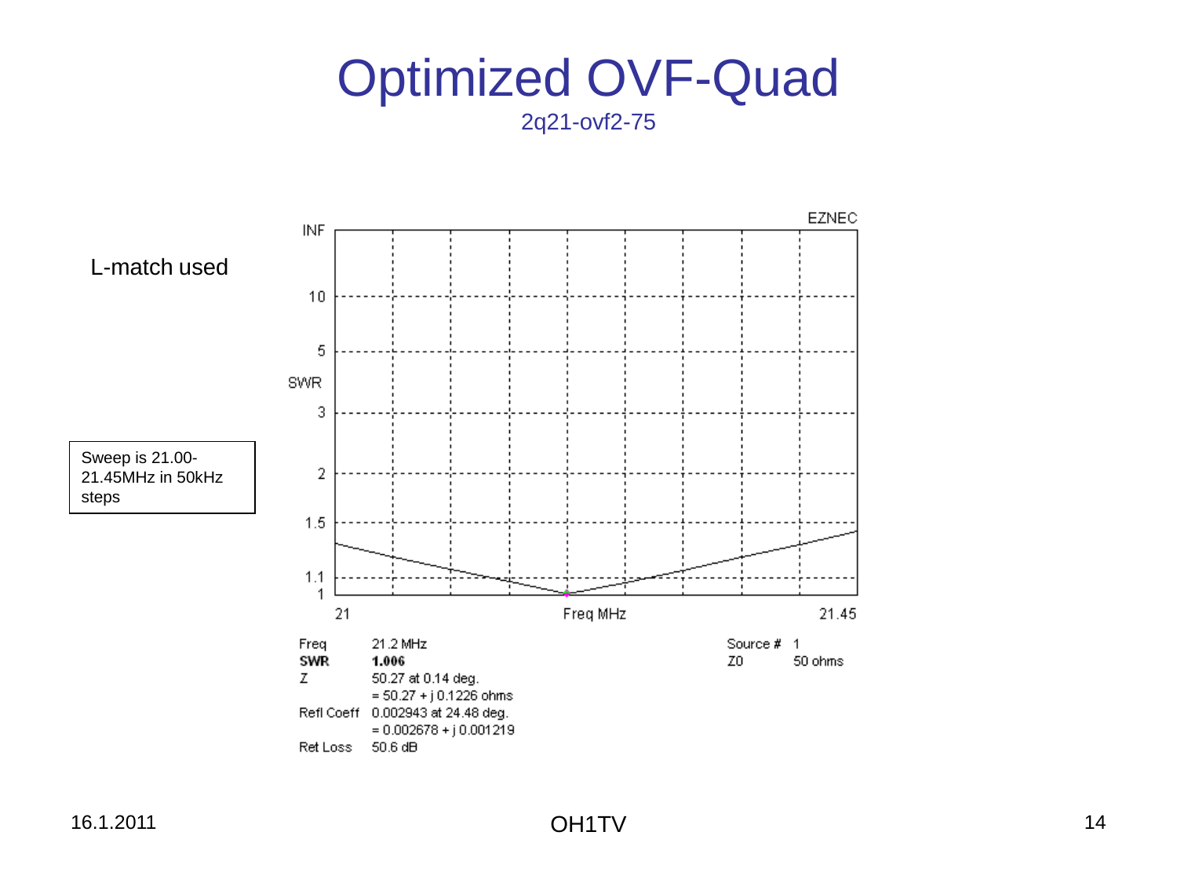# Optimized OVF-Quad

2q21-ovf2-75

L-match used

Sweep is 21.00-21.45MHz in 50kHz steps

EZNEC

| | | | |
|---|---|---|---|
| Freq | 21.2 MHz | Source # | 1 |
| **SWR** | **1.006** | Z0 | 50 ohms |
| Z | 50.27 at 0.14 deg. | | |
| | = 50.27 + j 0.1226 ohms | | |
| Refl Coeff | 0.002943 at 24.48 deg. | | |
| | = 0.002678 + j 0.001219 | | |
| Ret Loss | 50.6 dB | | |

16.1.2011

OH1TV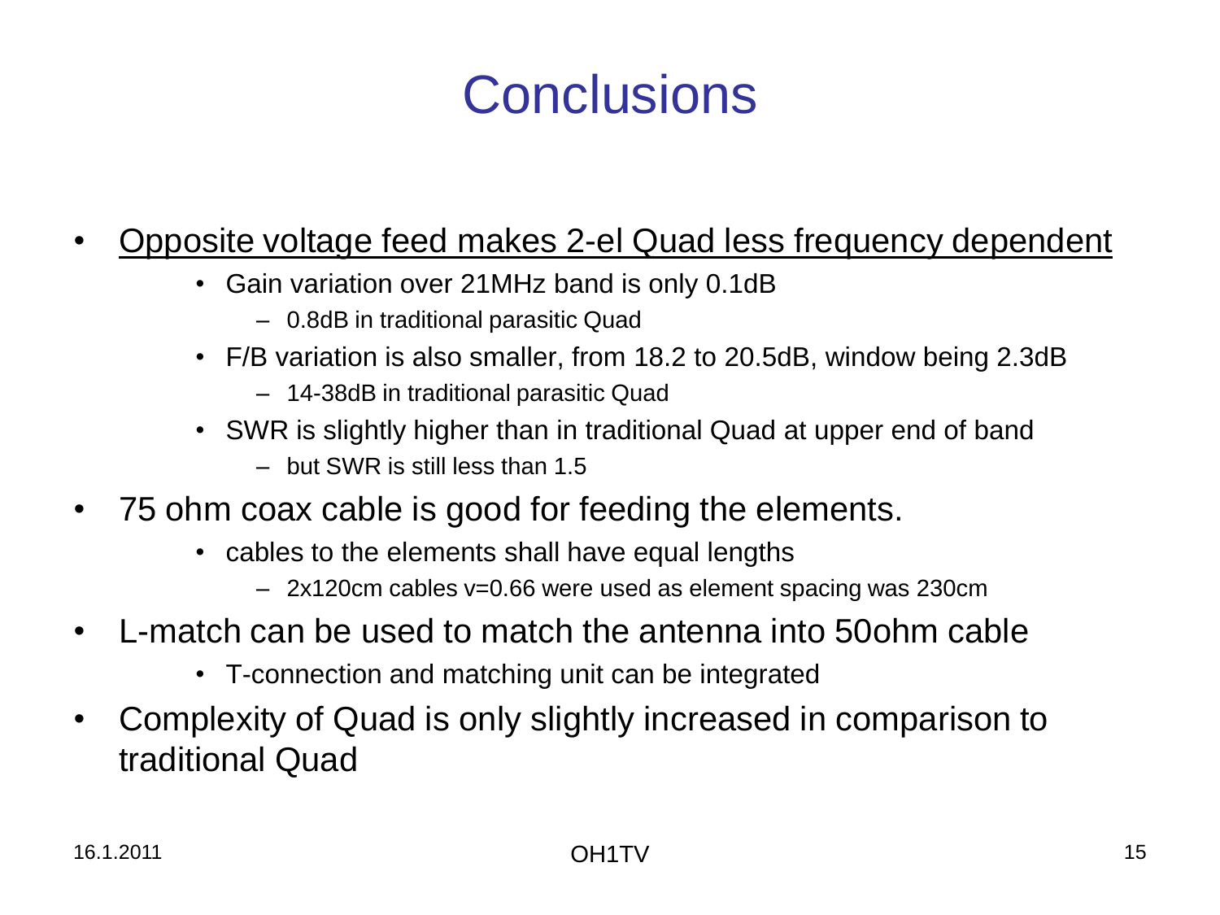# Conclusions

- Opposite voltage feed makes 2-el Quad less frequency dependent
  - Gain variation over 21MHz band is only 0.1dB
    - 0.8dB in traditional parasitic Quad
  - F/B variation is also smaller, from 18.2 to 20.5dB, window being 2.3dB
    - 14-38dB in traditional parasitic Quad
  - SWR is slightly higher than in traditional Quad at upper end of band
    - but SWR is still less than 1.5
- 75 ohm coax cable is good for feeding the elements.
  - cables to the elements shall have equal lengths
    - 2x120cm cables v=0.66 were used as element spacing was 230cm
- L-match can be used to match the antenna into 50ohm cable
  - T-connection and matching unit can be integrated
- Complexity of Quad is only slightly increased in comparison to traditional Quad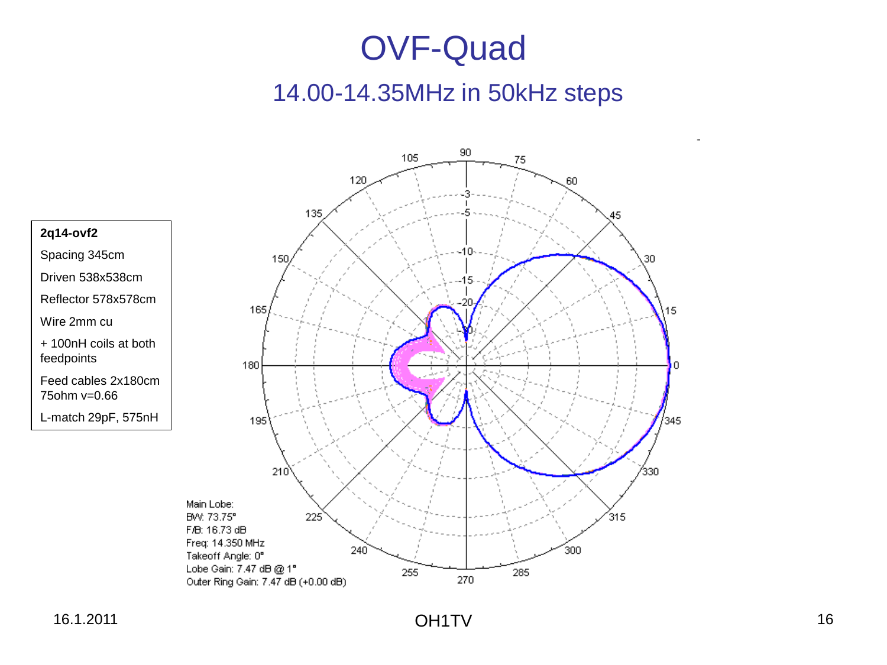# OVF-Quad

## 14.00-14.35MHz in 50kHz steps

**2q14-ovf2**

Spacing 345cm

Driven 538x538cm

Reflector 578x578cm

Wire 2mm cu

+ 100nH coils at both feedpoints

Feed cables 2x180cm 75ohm v=0.66

L-match 29pF, 575nH

Main Lobe:
BW: 73.75°
F/B: 16.73 dB
Freq: 14.350 MHz
Takeoff Angle: 0°
Lobe Gain: 7.47 dB @ 1°
Outer Ring Gain: 7.47 dB (+0.00 dB)

16.1.2011

OH1TV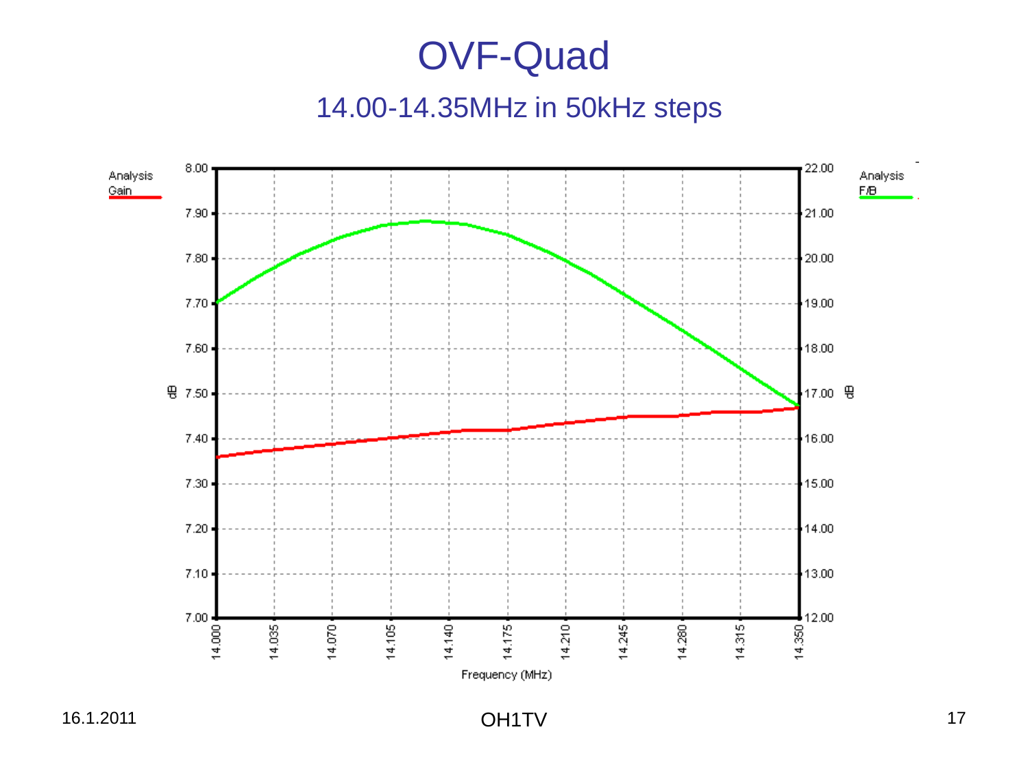# OVF-Quad

## 14.00-14.35MHz in 50kHz steps

Analysis Gain

Analysis F/B

dB

dB

Frequency (MHz)

14.000, 14.035, 14.070, 14.105, 14.140, 14.175, 14.210, 14.245, 14.280, 14.315, 14.350

Left axis (Gain, dB): 7.00, 7.10, 7.20, 7.30, 7.40, 7.50, 7.60, 7.70, 7.80, 7.90, 8.00

Right axis (F/B, dB): 12.00, 13.00, 14.00, 15.00, 16.00, 17.00, 18.00, 19.00, 20.00, 21.00, 22.00

16.1.2011

OH1TV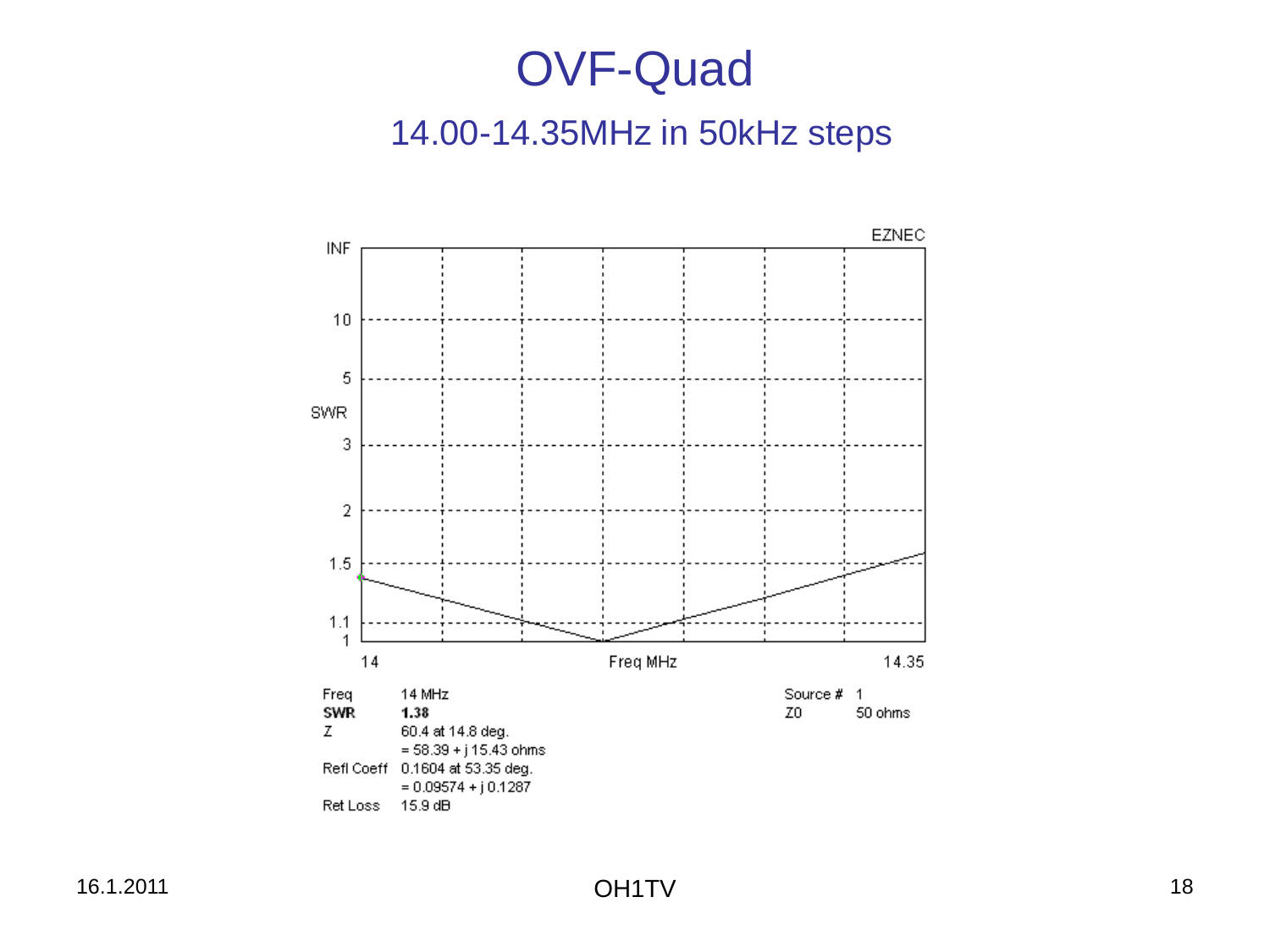# OVF-Quad

## 14.00-14.35MHz in 50kHz steps

EZNEC

INF
10
5
SWR
3
2
1.5
1.1
1

14
Freq MHz
14.35

Freq 14 MHz
**SWR** **1.38**
Z 60.4 at 14.8 deg.
= 58.39 + j 15.43 ohms
Refl Coeff 0.1604 at 53.35 deg.
= 0.09574 + j 0.1287
Ret Loss 15.9 dB

Source # 1
Z0 50 ohms

16.1.2011

OH1TV